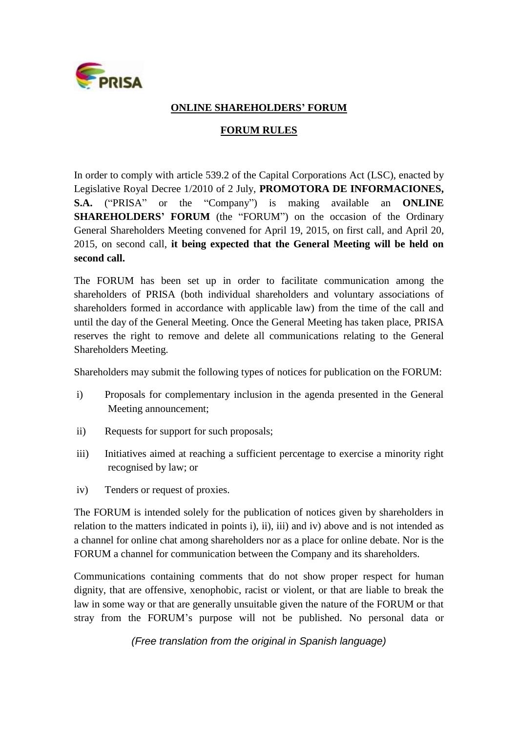## ONLINE SHAREHOLDERS' FORUM

## FORUM RULES

In order to comply with article 539.2 of the Capital Corporations Act (LSC), enacted by Legislative Royal Decree 1/2010 of 2 July, **PROMOTORA DE INFORMACIONES, S.A.** ("PRISA" or the "Company") is making available an **ONLINE SHAREHOLDERS' FORUM** (the "FORUM") on the occasion of the Ordinary General Shareholders Meeting convened for April 19, 2015, on first call, and April 20, 2015, on second call, **it being expected that the General Meeting will be held on second call.**

The FORUM has been set up in order to facilitate communication among the shareholders of PRISA (both individual shareholders and voluntary associations of shareholders formed in accordance with applicable law) from the time of the call and until the day of the General Meeting. Once the General Meeting has taken place, PRISA reserves the right to remove and delete all communications relating to the General Shareholders Meeting.

Shareholders may submit the following types of notices for publication on the FORUM:

i) Proposals for complementary inclusion in the agenda presented in the General Meeting announcement;

ii) Requests for support for such proposals;

iii) Initiatives aimed at reaching a sufficient percentage to exercise a minority right recognised by law; or

iv) Tenders or request of proxies.

The FORUM is intended solely for the publication of notices given by shareholders in relation to the matters indicated in points i), ii), iii) and iv) above and is not intended as a channel for online chat among shareholders nor as a place for online debate. Nor is the FORUM a channel for communication between the Company and its shareholders.

Communications containing comments that do not show proper respect for human dignity, that are offensive, xenophobic, racist or violent, or that are liable to break the law in some way or that are generally unsuitable given the nature of the FORUM or that stray from the FORUM's purpose will not be published. No personal data or

*(Free translation from the original in Spanish language)*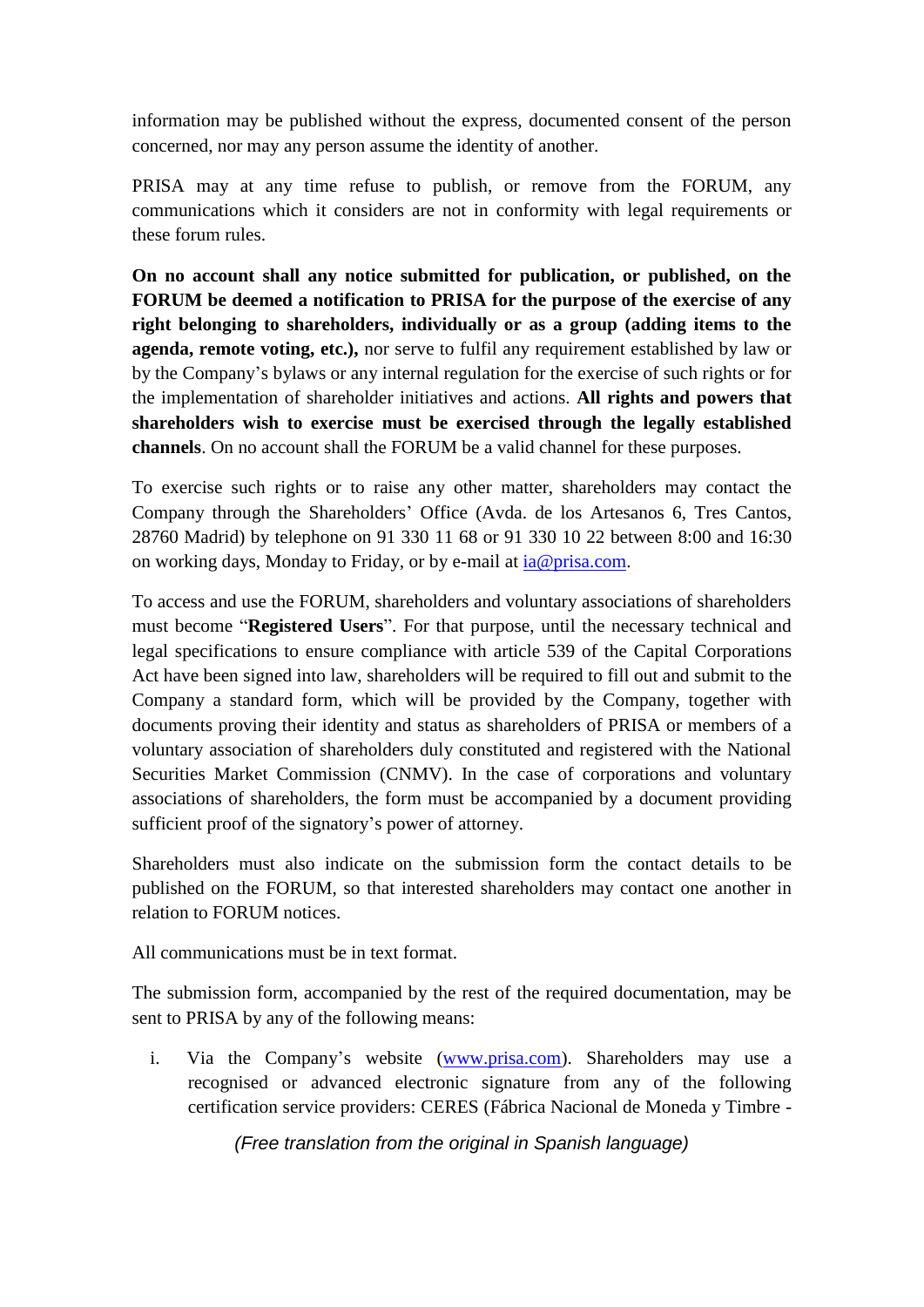information may be published without the express, documented consent of the person concerned, nor may any person assume the identity of another.

PRISA may at any time refuse to publish, or remove from the FORUM, any communications which it considers are not in conformity with legal requirements or these forum rules.

**On no account shall any notice submitted for publication, or published, on the FORUM be deemed a notification to PRISA for the purpose of the exercise of any right belonging to shareholders, individually or as a group (adding items to the agenda, remote voting, etc.),** nor serve to fulfil any requirement established by law or by the Company's bylaws or any internal regulation for the exercise of such rights or for the implementation of shareholder initiatives and actions. **All rights and powers that shareholders wish to exercise must be exercised through the legally established channels**. On no account shall the FORUM be a valid channel for these purposes.

To exercise such rights or to raise any other matter, shareholders may contact the Company through the Shareholders' Office (Avda. de los Artesanos 6, Tres Cantos, 28760 Madrid) by telephone on 91 330 11 68 or 91 330 10 22 between 8:00 and 16:30 on working days, Monday to Friday, or by e-mail at ia@prisa.com.

To access and use the FORUM, shareholders and voluntary associations of shareholders must become "**Registered Users**". For that purpose, until the necessary technical and legal specifications to ensure compliance with article 539 of the Capital Corporations Act have been signed into law, shareholders will be required to fill out and submit to the Company a standard form, which will be provided by the Company, together with documents proving their identity and status as shareholders of PRISA or members of a voluntary association of shareholders duly constituted and registered with the National Securities Market Commission (CNMV). In the case of corporations and voluntary associations of shareholders, the form must be accompanied by a document providing sufficient proof of the signatory's power of attorney.

Shareholders must also indicate on the submission form the contact details to be published on the FORUM, so that interested shareholders may contact one another in relation to FORUM notices.

All communications must be in text format.

The submission form, accompanied by the rest of the required documentation, may be sent to PRISA by any of the following means:

i. Via the Company's website (www.prisa.com). Shareholders may use a recognised or advanced electronic signature from any of the following certification service providers: CERES (Fábrica Nacional de Moneda y Timbre -

*(Free translation from the original in Spanish language)*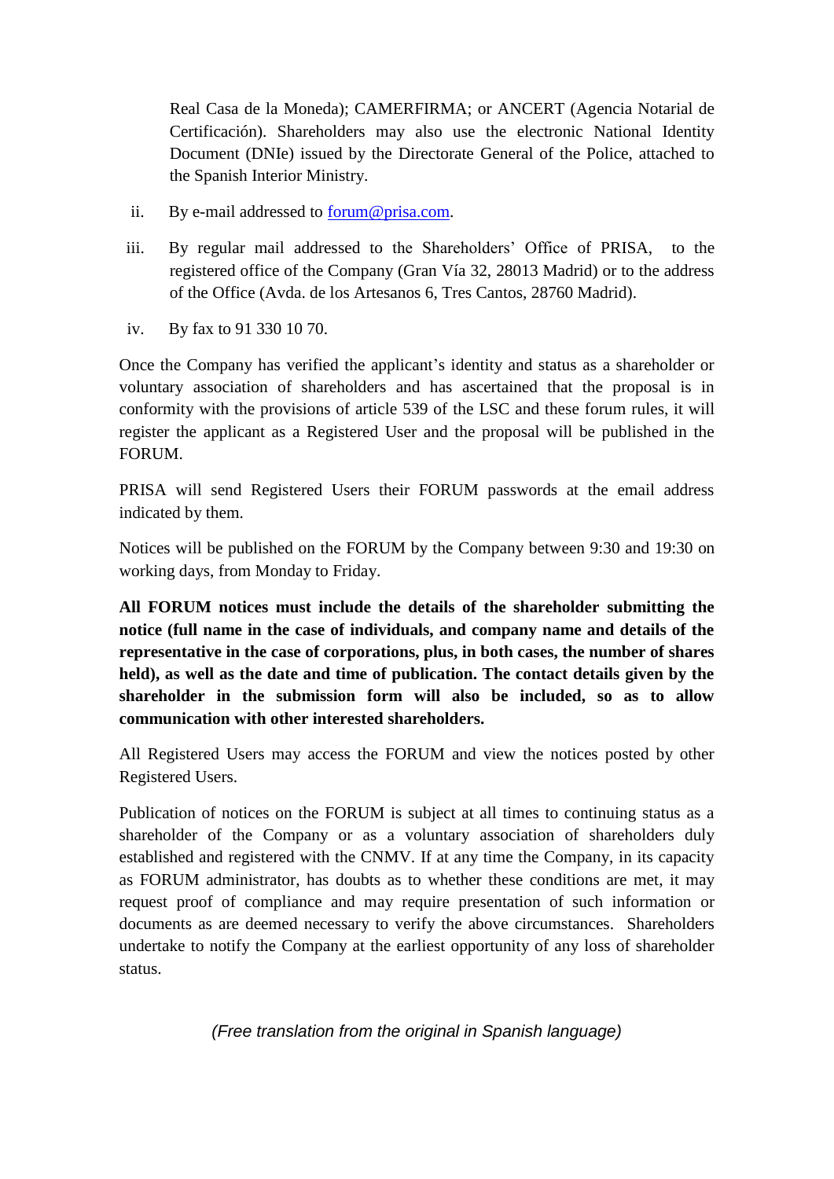Real Casa de la Moneda); CAMERFIRMA; or ANCERT (Agencia Notarial de Certificación). Shareholders may also use the electronic National Identity Document (DNIe) issued by the Directorate General of the Police, attached to the Spanish Interior Ministry.

ii. By e-mail addressed to forum@prisa.com.

iii. By regular mail addressed to the Shareholders' Office of PRISA, to the registered office of the Company (Gran Vía 32, 28013 Madrid) or to the address of the Office (Avda. de los Artesanos 6, Tres Cantos, 28760 Madrid).

iv. By fax to 91 330 10 70.

Once the Company has verified the applicant's identity and status as a shareholder or voluntary association of shareholders and has ascertained that the proposal is in conformity with the provisions of article 539 of the LSC and these forum rules, it will register the applicant as a Registered User and the proposal will be published in the FORUM.

PRISA will send Registered Users their FORUM passwords at the email address indicated by them.

Notices will be published on the FORUM by the Company between 9:30 and 19:30 on working days, from Monday to Friday.

**All FORUM notices must include the details of the shareholder submitting the notice (full name in the case of individuals, and company name and details of the representative in the case of corporations, plus, in both cases, the number of shares held), as well as the date and time of publication. The contact details given by the shareholder in the submission form will also be included, so as to allow communication with other interested shareholders.**

All Registered Users may access the FORUM and view the notices posted by other Registered Users.

Publication of notices on the FORUM is subject at all times to continuing status as a shareholder of the Company or as a voluntary association of shareholders duly established and registered with the CNMV. If at any time the Company, in its capacity as FORUM administrator, has doubts as to whether these conditions are met, it may request proof of compliance and may require presentation of such information or documents as are deemed necessary to verify the above circumstances. Shareholders undertake to notify the Company at the earliest opportunity of any loss of shareholder status.

*(Free translation from the original in Spanish language)*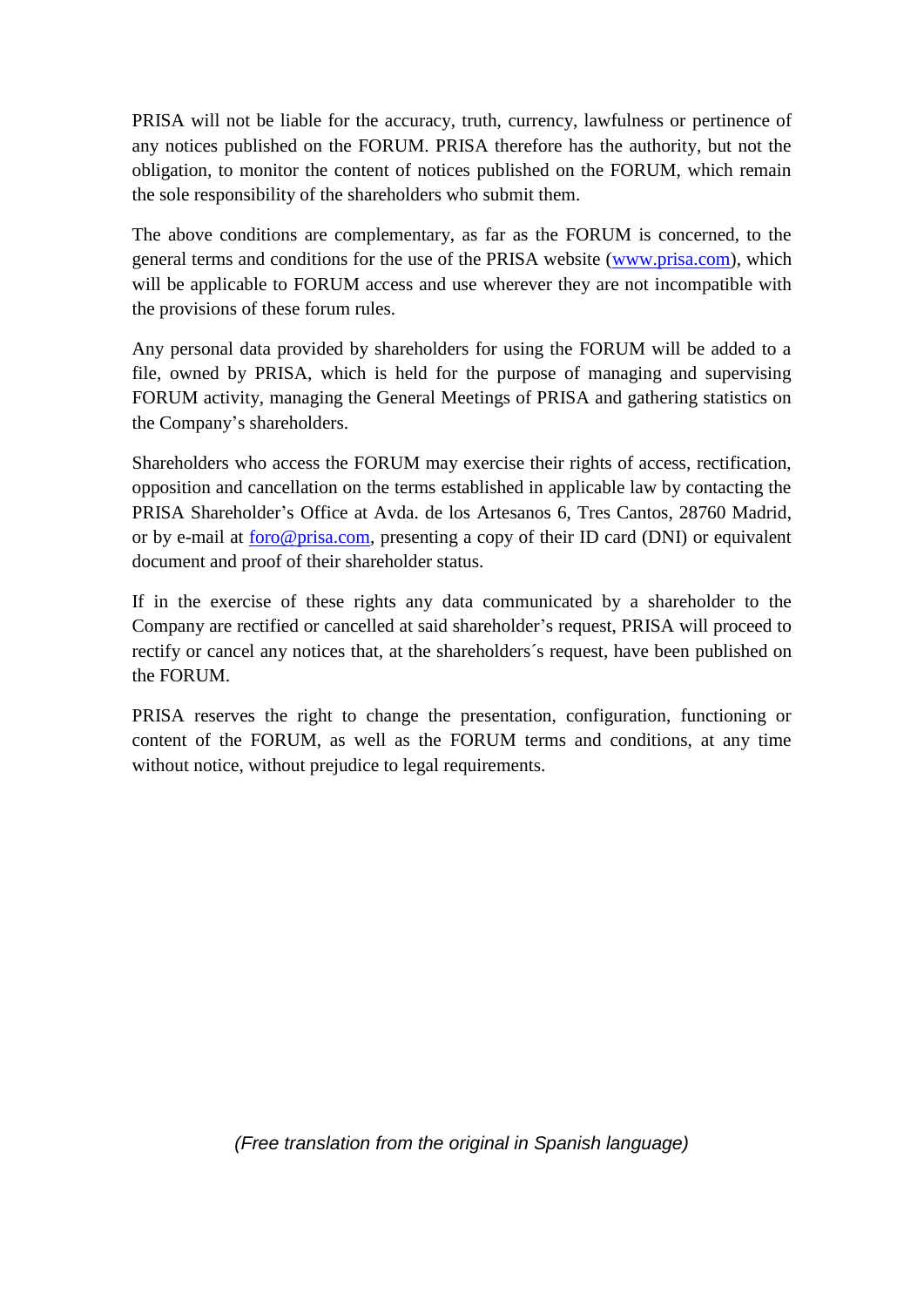PRISA will not be liable for the accuracy, truth, currency, lawfulness or pertinence of any notices published on the FORUM. PRISA therefore has the authority, but not the obligation, to monitor the content of notices published on the FORUM, which remain the sole responsibility of the shareholders who submit them.

The above conditions are complementary, as far as the FORUM is concerned, to the general terms and conditions for the use of the PRISA website (www.prisa.com), which will be applicable to FORUM access and use wherever they are not incompatible with the provisions of these forum rules.

Any personal data provided by shareholders for using the FORUM will be added to a file, owned by PRISA, which is held for the purpose of managing and supervising FORUM activity, managing the General Meetings of PRISA and gathering statistics on the Company's shareholders.

Shareholders who access the FORUM may exercise their rights of access, rectification, opposition and cancellation on the terms established in applicable law by contacting the PRISA Shareholder's Office at Avda. de los Artesanos 6, Tres Cantos, 28760 Madrid, or by e-mail at foro@prisa.com, presenting a copy of their ID card (DNI) or equivalent document and proof of their shareholder status.

If in the exercise of these rights any data communicated by a shareholder to the Company are rectified or cancelled at said shareholder's request, PRISA will proceed to rectify or cancel any notices that, at the shareholders´s request, have been published on the FORUM.

PRISA reserves the right to change the presentation, configuration, functioning or content of the FORUM, as well as the FORUM terms and conditions, at any time without notice, without prejudice to legal requirements.

*(Free translation from the original in Spanish language)*